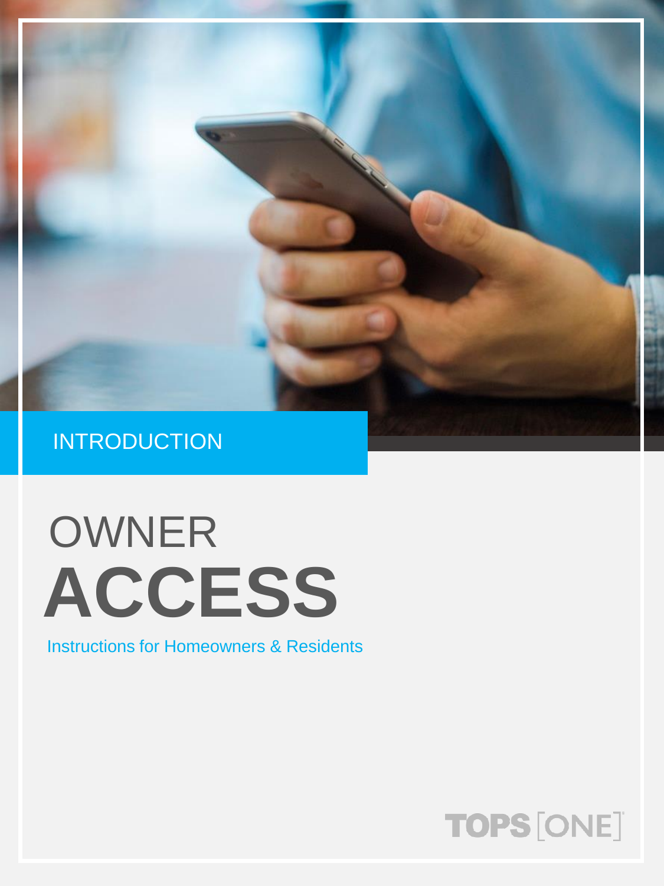INTRODUCTION

# OWNER **ACCESS**

Instructions for Homeowners & Residents

TOPS [ONE]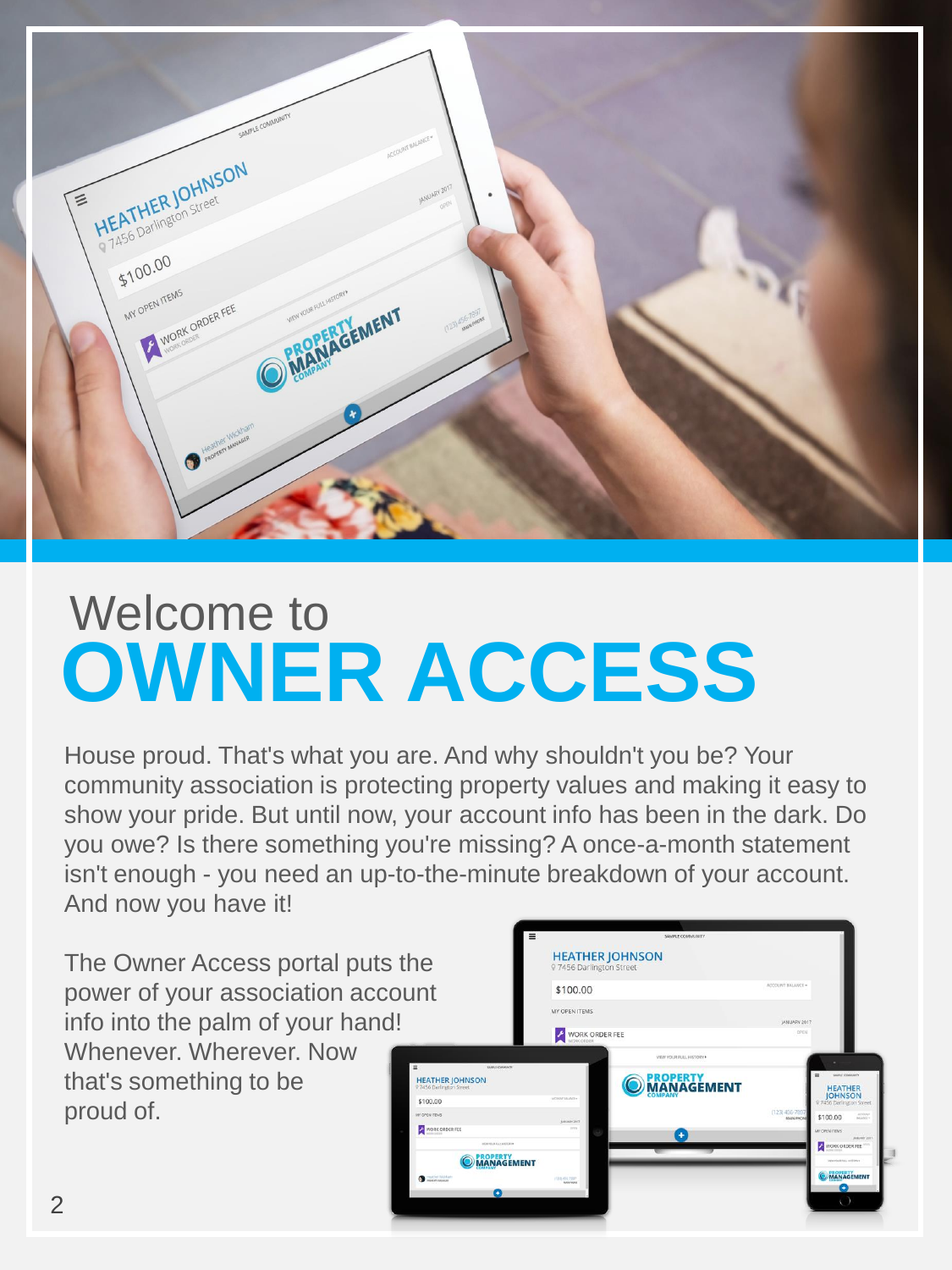# Welcome to OWNER ACCESS

House proud. That's what you are. And why shouldn't you be? Your community association is protecting property values and making it easy to show your pride. But until now, your account info has been in the dark. Do you owe? Is there something you're missing? A once-a-month statement isn't enough - you need an up-to-the-minute breakdown of your account. And now you have it!

The Owner Access portal puts the power of your association account info into the palm of your hand! Whenever. Wherever. Now that's something to be proud of.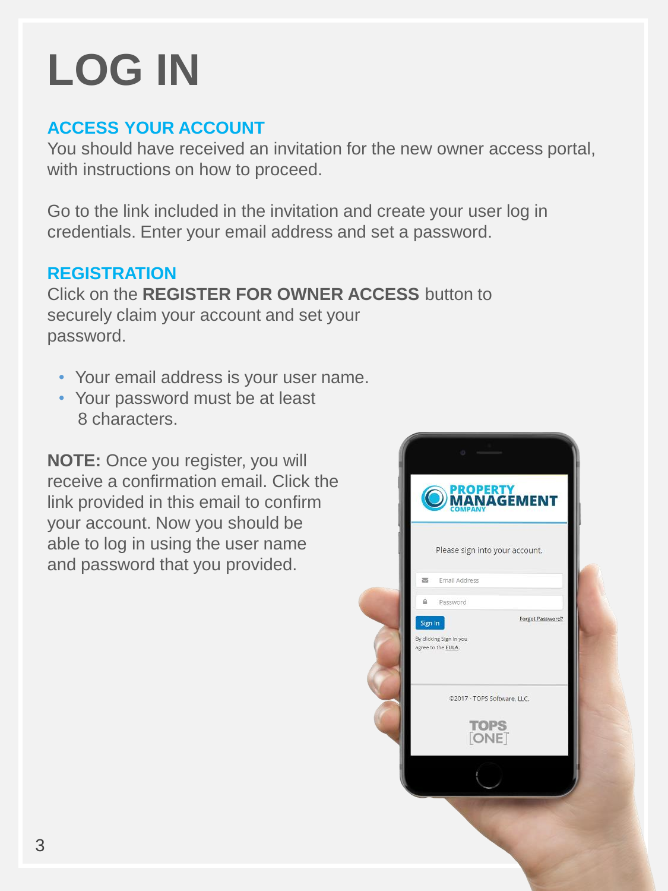# LOG IN

## ACCESS YOUR ACCOUNT

You should have received an invitation for the new owner access portal, with instructions on how to proceed.

Go to the link included in the invitation and create your user log in credentials. Enter your email address and set a password.

## REGISTRATION

Click on the **REGISTER FOR OWNER ACCESS** button to securely claim your account and set your password.

- Your email address is your user name.
- Your password must be at least 8 characters.

**NOTE:** Once you register, you will receive a confirmation email. Click the link provided in this email to confirm your account. Now you should be able to log in using the user name and password that you provided.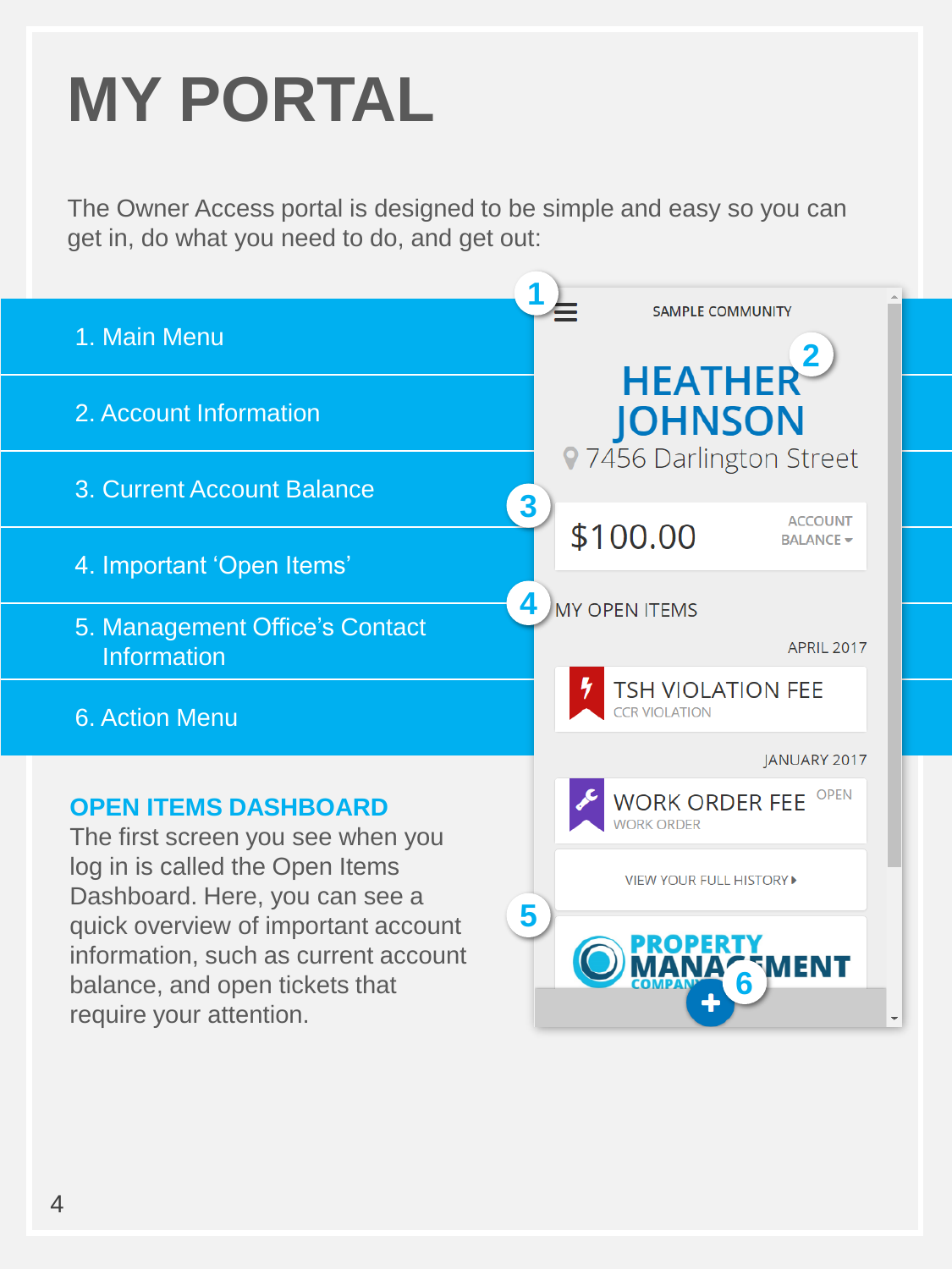# MY PORTAL

The Owner Access portal is designed to be simple and easy so you can get in, do what you need to do, and get out:

1. Main Menu
2. Account Information
3. Current Account Balance
4. Important ‘Open Items’
5. Management Office’s Contact Information
6. Action Menu

SAMPLE COMMUNITY

HEATHER JOHNSON

7456 Darlington Street

$100.00 ACCOUNT BALANCE

MY OPEN ITEMS

APRIL 2017

TSH VIOLATION FEE
CCR VIOLATION

JANUARY 2017

WORK ORDER FEE — OPEN
WORK ORDER

VIEW YOUR FULL HISTORY

PROPERTY MANAGEMENT COMPANY

## OPEN ITEMS DASHBOARD

The first screen you see when you log in is called the Open Items Dashboard. Here, you can see a quick overview of important account information, such as current account balance, and open tickets that require your attention.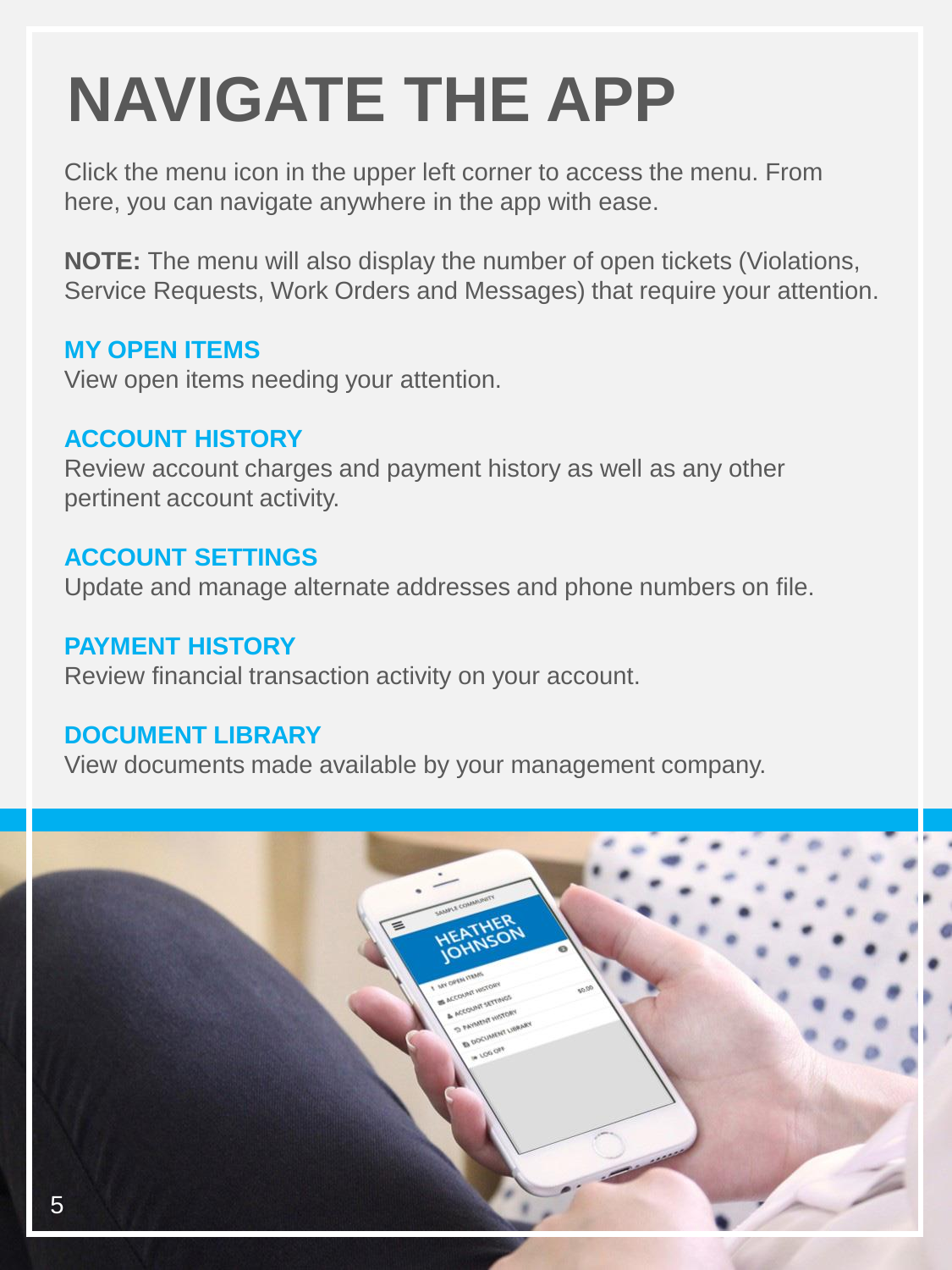# NAVIGATE THE APP

Click the menu icon in the upper left corner to access the menu. From here, you can navigate anywhere in the app with ease.

**NOTE:** The menu will also display the number of open tickets (Violations, Service Requests, Work Orders and Messages) that require your attention.

### MY OPEN ITEMS

View open items needing your attention.

### ACCOUNT HISTORY

Review account charges and payment history as well as any other pertinent account activity.

### ACCOUNT SETTINGS

Update and manage alternate addresses and phone numbers on file.

### PAYMENT HISTORY

Review financial transaction activity on your account.

### DOCUMENT LIBRARY

View documents made available by your management company.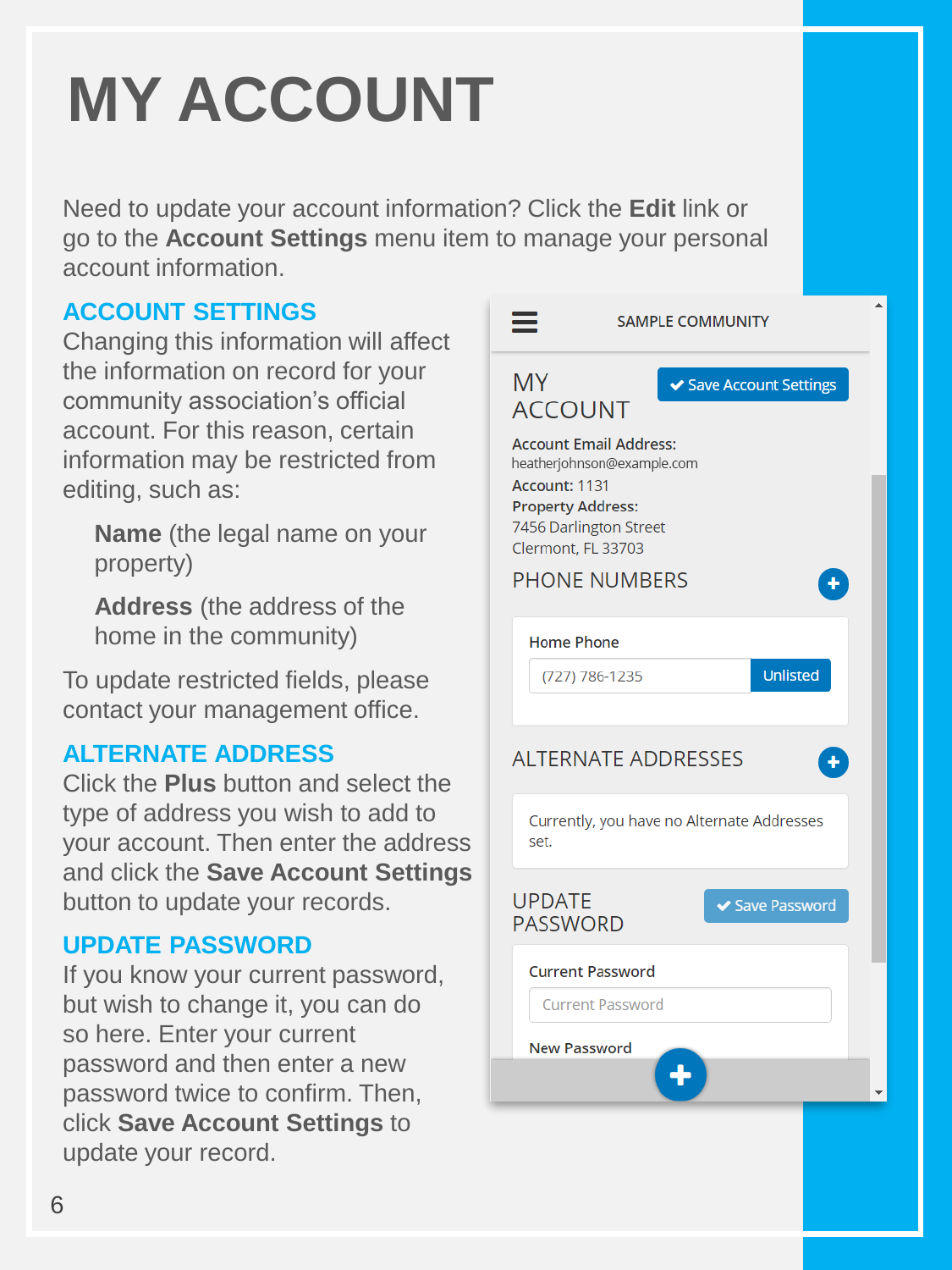# MY ACCOUNT

Need to update your account information? Click the **Edit** link or go to the **Account Settings** menu item to manage your personal account information.

## ACCOUNT SETTINGS

Changing this information will affect the information on record for your community association's official account. For this reason, certain information may be restricted from editing, such as:

**Name** (the legal name on your property)

**Address** (the address of the home in the community)

To update restricted fields, please contact your management office.

## ALTERNATE ADDRESS

Click the **Plus** button and select the type of address you wish to add to your account. Then enter the address and click the **Save Account Settings** button to update your records.

## UPDATE PASSWORD

If you know your current password, but wish to change it, you can do so here. Enter your current password and then enter a new password twice to confirm. Then, click **Save Account Settings** to update your record.

SAMPLE COMMUNITY

MY ACCOUNT

Save Account Settings

**Account Email Address:**
heatherjohnson@example.com
**Account:** 1131
**Property Address:**
7456 Darlington Street
Clermont, FL 33703

PHONE NUMBERS

Home Phone
(727) 786-1235
Unlisted

ALTERNATE ADDRESSES

Currently, you have no Alternate Addresses set.

UPDATE PASSWORD

Save Password

Current Password
Current Password

New Password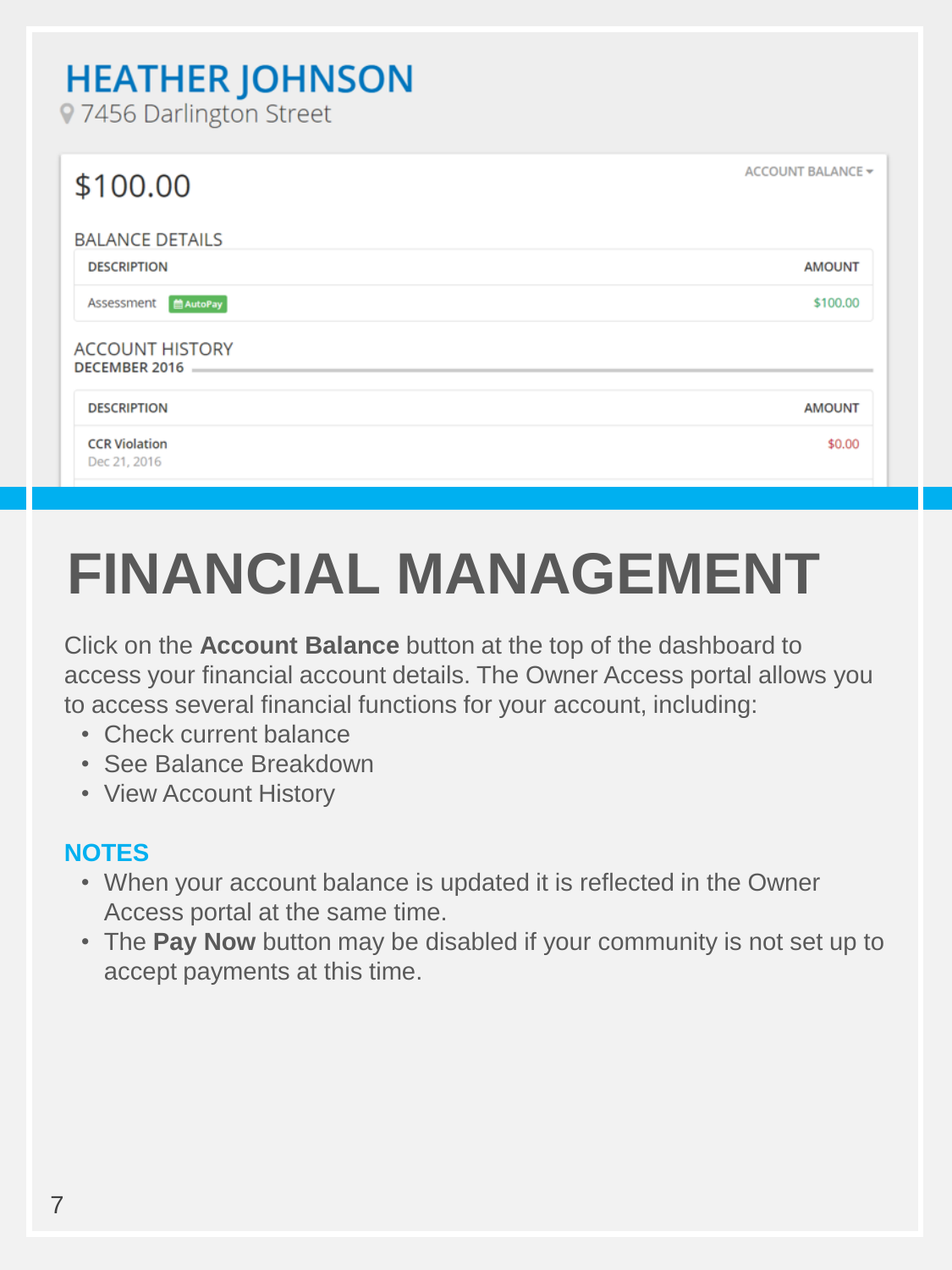**HEATHER JOHNSON**
7456 Darlington Street

$100.00

ACCOUNT BALANCE

BALANCE DETAILS

| DESCRIPTION | AMOUNT |
| --- | --- |
| Assessment AutoPay | $100.00 |

ACCOUNT HISTORY
DECEMBER 2016

| DESCRIPTION | AMOUNT |
| --- | --- |
| CCR Violation Dec 21, 2016 | $0.00 |

# FINANCIAL MANAGEMENT

Click on the **Account Balance** button at the top of the dashboard to access your financial account details. The Owner Access portal allows you to access several financial functions for your account, including:

- Check current balance
- See Balance Breakdown
- View Account History

## NOTES

- When your account balance is updated it is reflected in the Owner Access portal at the same time.
- The **Pay Now** button may be disabled if your community is not set up to accept payments at this time.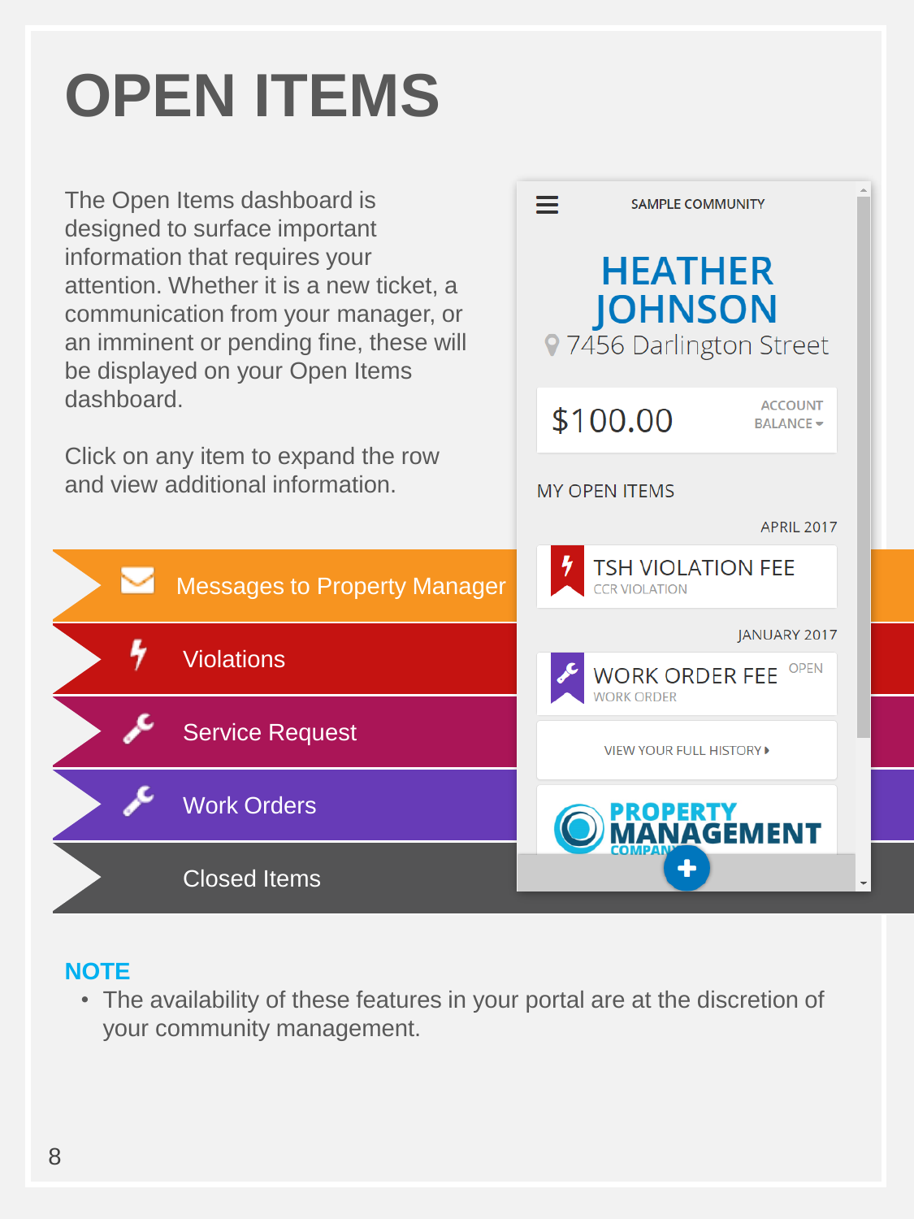# OPEN ITEMS

The Open Items dashboard is designed to surface important information that requires your attention. Whether it is a new ticket, a communication from your manager, or an imminent or pending fine, these will be displayed on your Open Items dashboard.

Click on any item to expand the row and view additional information.

- Messages to Property Manager
- Violations
- Service Request
- Work Orders
- Closed Items

SAMPLE COMMUNITY

**HEATHER JOHNSON**
7456 Darlington Street

$100.00 ACCOUNT BALANCE

MY OPEN ITEMS

APRIL 2017

TSH VIOLATION FEE
CCR VIOLATION

JANUARY 2017

WORK ORDER FEE — OPEN
WORK ORDER

VIEW YOUR FULL HISTORY

PROPERTY MANAGEMENT COMPANY

**NOTE**

- The availability of these features in your portal are at the discretion of your community management.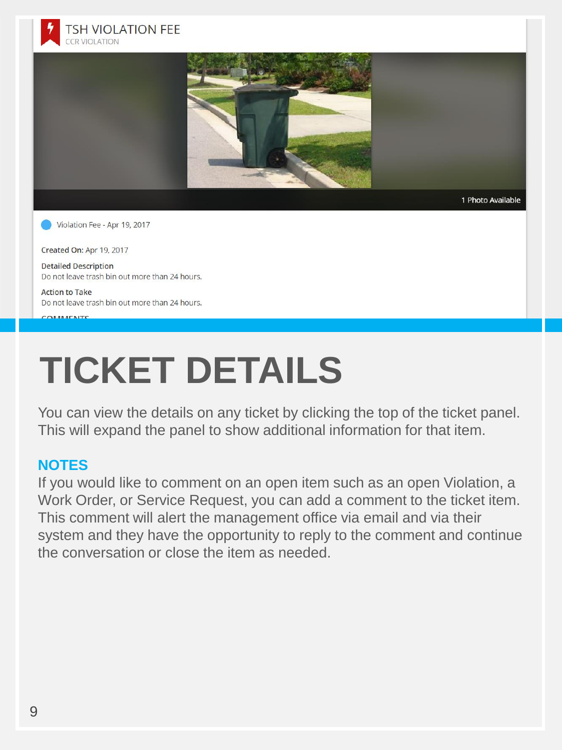TSH VIOLATION FEE
CCR VIOLATION

1 Photo Available

Violation Fee - Apr 19, 2017

**Created On:** Apr 19, 2017

**Detailed Description**
Do not leave trash bin out more than 24 hours.

**Action to Take**
Do not leave trash bin out more than 24 hours.

COMMENTS

# TICKET DETAILS

You can view the details on any ticket by clicking the top of the ticket panel. This will expand the panel to show additional information for that item.

## NOTES

If you would like to comment on an open item such as an open Violation, a Work Order, or Service Request, you can add a comment to the ticket item. This comment will alert the management office via email and via their system and they have the opportunity to reply to the comment and continue the conversation or close the item as needed.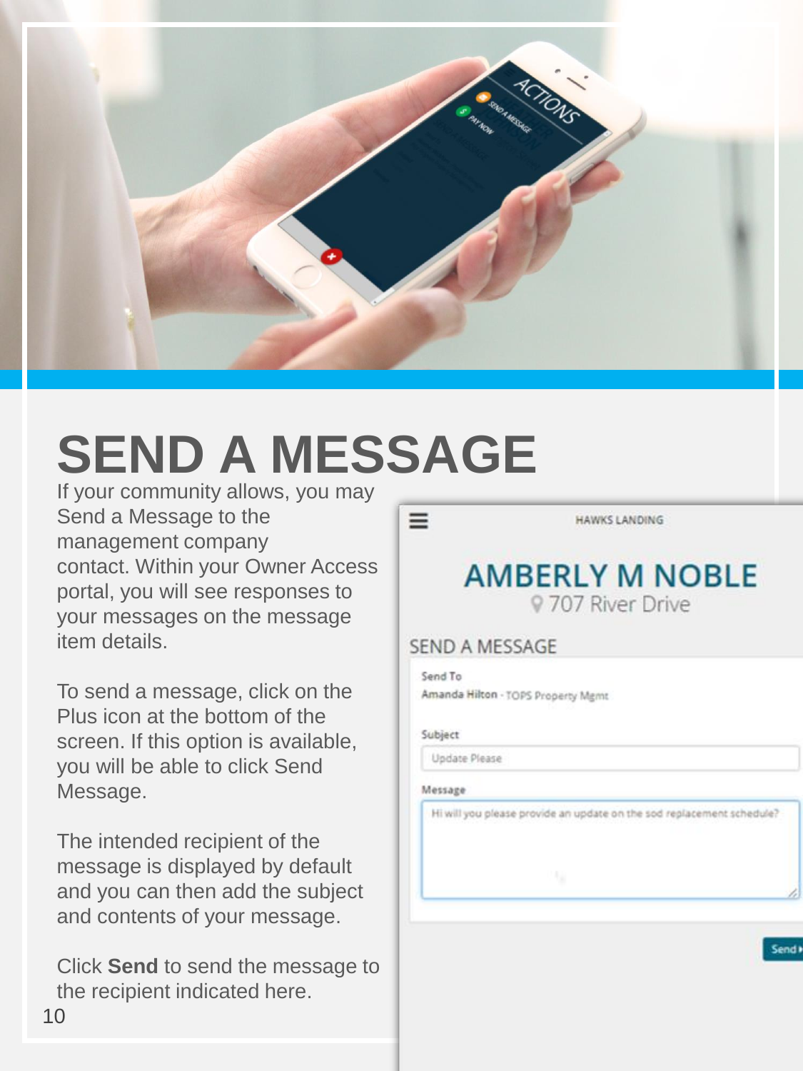# SEND A MESSAGE

If your community allows, you may Send a Message to the management company contact. Within your Owner Access portal, you will see responses to your messages on the message item details.

To send a message, click on the Plus icon at the bottom of the screen. If this option is available, you will be able to click Send Message.

The intended recipient of the message is displayed by default and you can then add the subject and contents of your message.

Click **Send** to send the message to the recipient indicated here.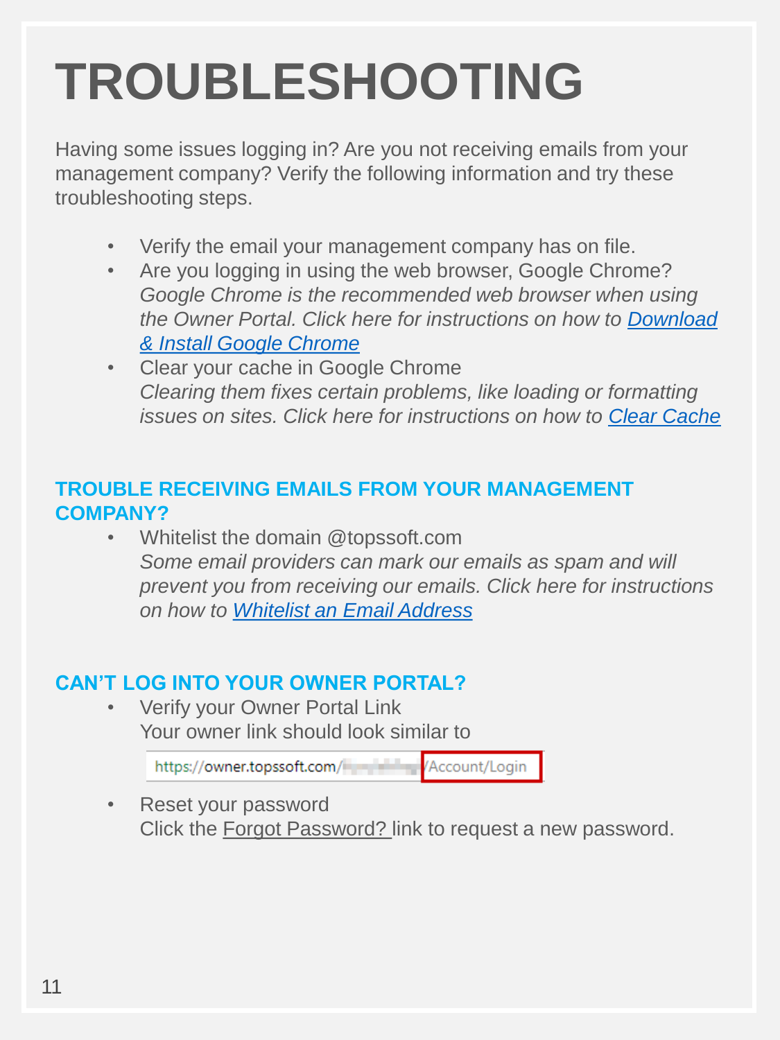# TROUBLESHOOTING

Having some issues logging in? Are you not receiving emails from your management company? Verify the following information and try these troubleshooting steps.

- Verify the email your management company has on file.
- Are you logging in using the web browser, Google Chrome?
  *Google Chrome is the recommended web browser when using the Owner Portal. Click here for instructions on how to Download & Install Google Chrome*
- Clear your cache in Google Chrome
  *Clearing them fixes certain problems, like loading or formatting issues on sites. Click here for instructions on how to Clear Cache*

## TROUBLE RECEIVING EMAILS FROM YOUR MANAGEMENT COMPANY?

- Whitelist the domain @topssoft.com
  *Some email providers can mark our emails as spam and will prevent you from receiving our emails. Click here for instructions on how to Whitelist an Email Address*

## CAN'T LOG INTO YOUR OWNER PORTAL?

- Verify your Owner Portal Link
  Your owner link should look similar to
  https://owner.topssoft.com/ /Account/Login
- Reset your password
  Click the Forgot Password? link to request a new password.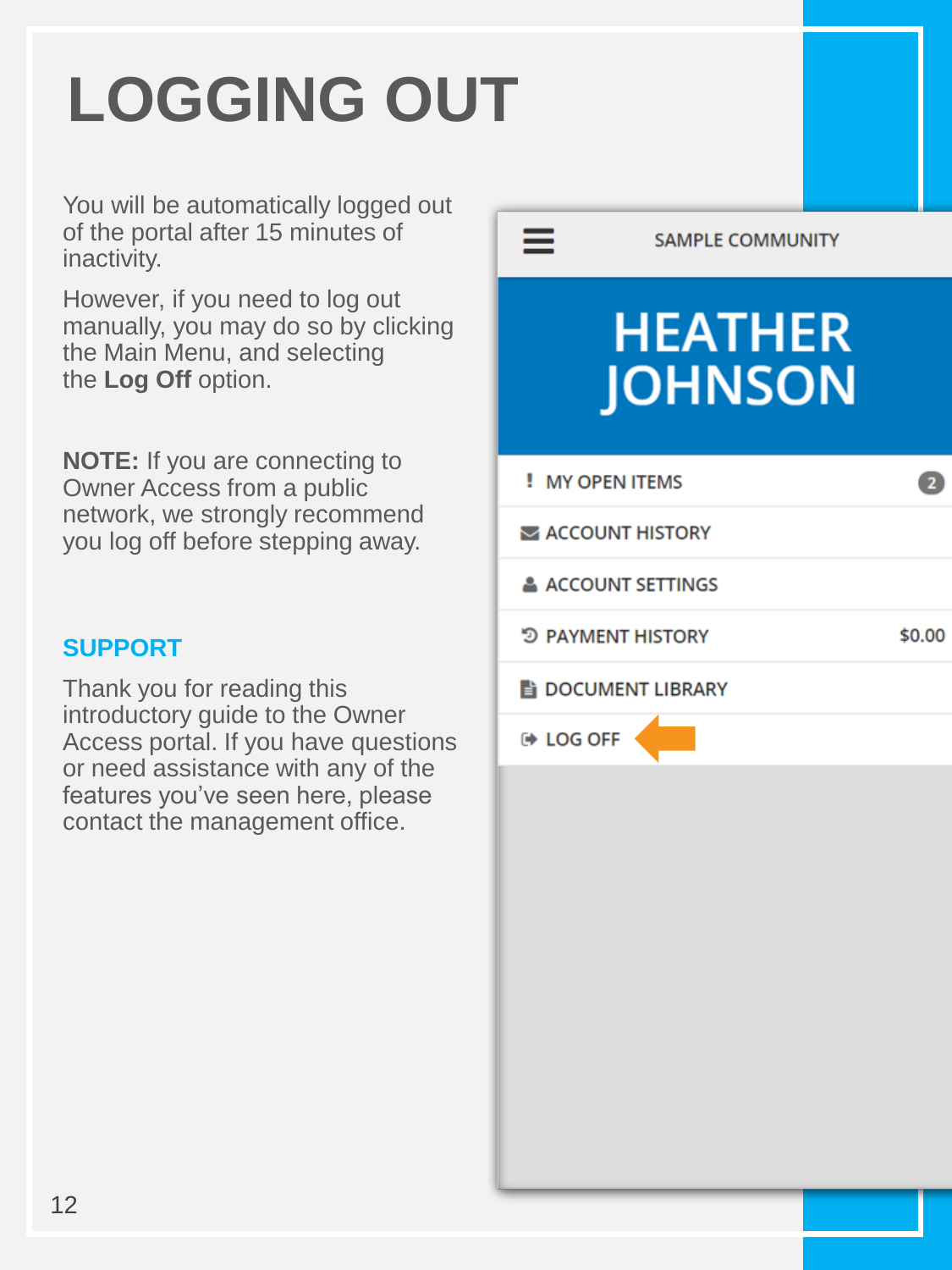# LOGGING OUT

You will be automatically logged out of the portal after 15 minutes of inactivity.

However, if you need to log out manually, you may do so by clicking the Main Menu, and selecting the **Log Off** option.

**NOTE:** If you are connecting to Owner Access from a public network, we strongly recommend you log off before stepping away.

## SUPPORT

Thank you for reading this introductory guide to the Owner Access portal. If you have questions or need assistance with any of the features you've seen here, please contact the management office.

SAMPLE COMMUNITY

HEATHER JOHNSON

! MY OPEN ITEMS 2

ACCOUNT HISTORY

ACCOUNT SETTINGS

PAYMENT HISTORY $0.00

DOCUMENT LIBRARY

LOG OFF